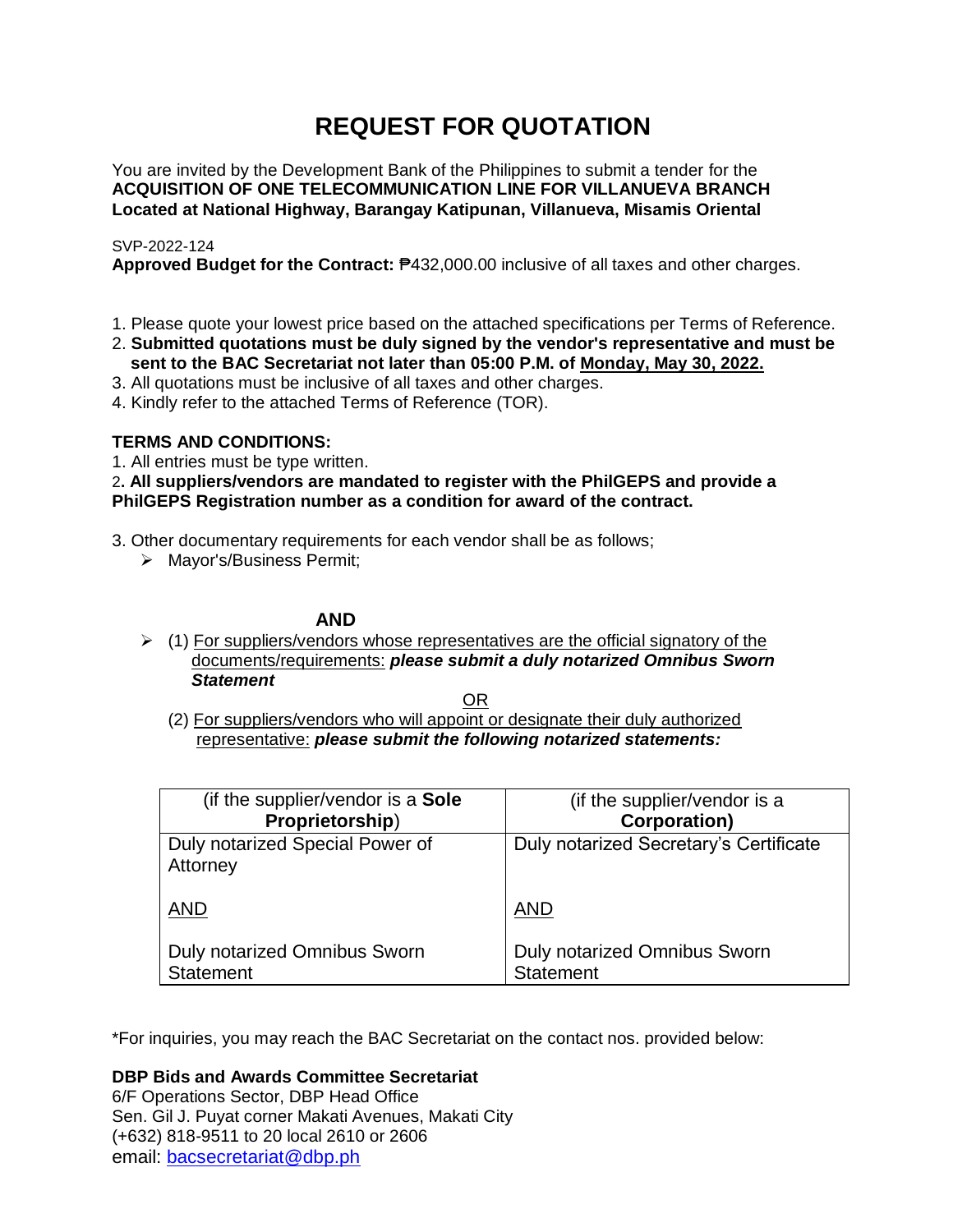# REQUEST FOR QUOTATION

You are invited by the Development Bank of the Philippines to submit a tender for the **ACQUISITION OF ONE TELECOMMUNICATION LINE FOR VILLANUEVA BRANCH Located at National Highway, Barangay Katipunan, Villanueva, Misamis Oriental**

SVP-2022-124
**Approved Budget for the Contract:** ₱432,000.00 inclusive of all taxes and other charges.

1. Please quote your lowest price based on the attached specifications per Terms of Reference.
2. **Submitted quotations must be duly signed by the vendor's representative and must be sent to the BAC Secretariat not later than 05:00 P.M. of Monday, May 30, 2022.**
3. All quotations must be inclusive of all taxes and other charges.
4. Kindly refer to the attached Terms of Reference (TOR).

**TERMS AND CONDITIONS:**

1. All entries must be type written.
2. **All suppliers/vendors are mandated to register with the PhilGEPS and provide a PhilGEPS Registration number as a condition for award of the contract.**
3. Other documentary requirements for each vendor shall be as follows;
   - Mayor's/Business Permit;

**AND**

- (1) For suppliers/vendors whose representatives are the official signatory of the documents/requirements: ***please submit a duly notarized Omnibus Sworn Statement***

  OR

  (2) For suppliers/vendors who will appoint or designate their duly authorized representative: ***please submit the following notarized statements:***

| (if the supplier/vendor is a **Sole Proprietorship**) | (if the supplier/vendor is a **Corporation)** |
|---|---|
| Duly notarized Special Power of Attorney<br><br>AND<br><br>Duly notarized Omnibus Sworn Statement | Duly notarized Secretary's Certificate<br><br>AND<br><br>Duly notarized Omnibus Sworn Statement |

*For inquiries, you may reach the BAC Secretariat on the contact nos. provided below:

**DBP Bids and Awards Committee Secretariat**
6/F Operations Sector, DBP Head Office
Sen. Gil J. Puyat corner Makati Avenues, Makati City
(+632) 818-9511 to 20 local 2610 or 2606
email: bacsecretariat@dbp.ph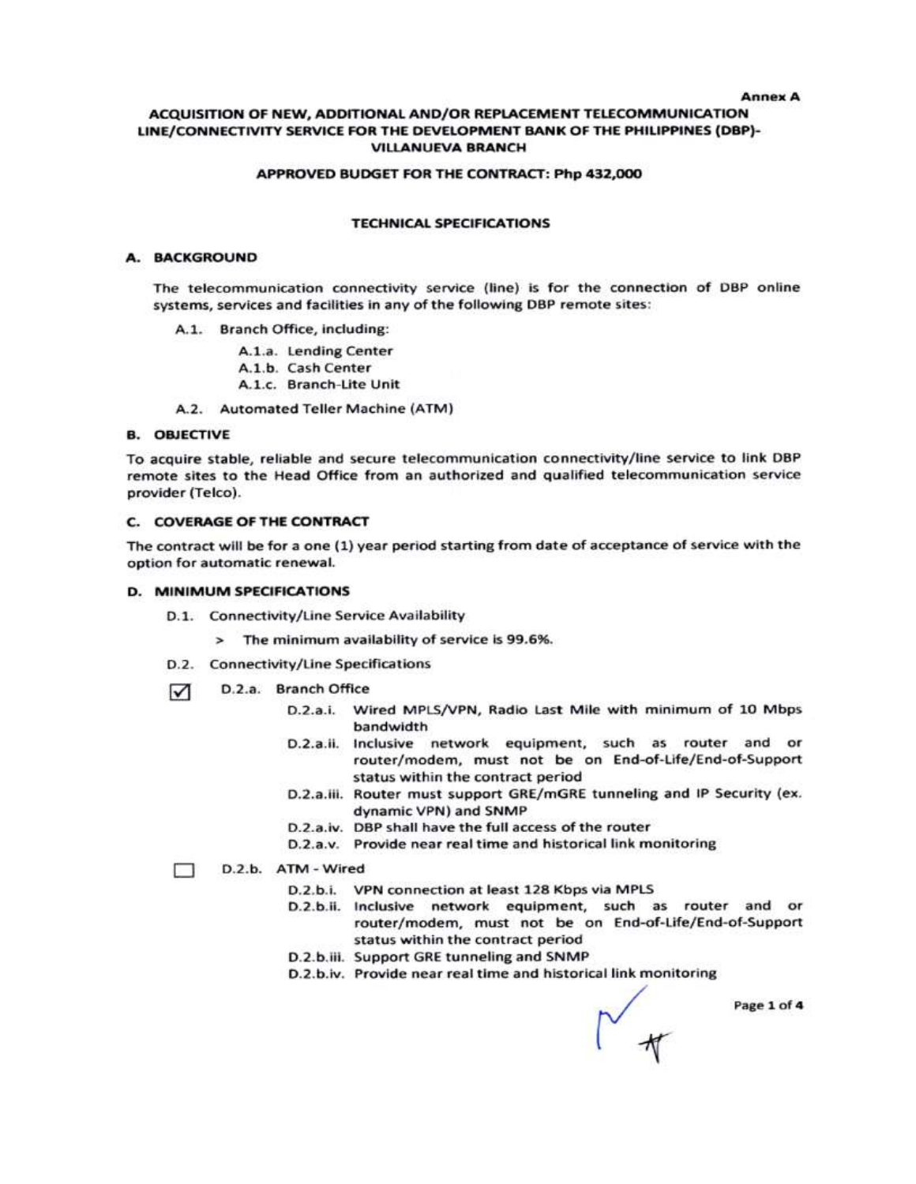Annex A

# ACQUISITION OF NEW, ADDITIONAL AND/OR REPLACEMENT TELECOMMUNICATION LINE/CONNECTIVITY SERVICE FOR THE DEVELOPMENT BANK OF THE PHILIPPINES (DBP)-VILLANUEVA BRANCH

**APPROVED BUDGET FOR THE CONTRACT: Php 432,000**

## TECHNICAL SPECIFICATIONS

### A. BACKGROUND

The telecommunication connectivity service (line) is for the connection of DBP online systems, services and facilities in any of the following DBP remote sites:

- A.1. Branch Office, including:
  - A.1.a. Lending Center
  - A.1.b. Cash Center
  - A.1.c. Branch-Lite Unit
- A.2. Automated Teller Machine (ATM)

### B. OBJECTIVE

To acquire stable, reliable and secure telecommunication connectivity/line service to link DBP remote sites to the Head Office from an authorized and qualified telecommunication service provider (Telco).

### C. COVERAGE OF THE CONTRACT

The contract will be for a one (1) year period starting from date of acceptance of service with the option for automatic renewal.

### D. MINIMUM SPECIFICATIONS

- D.1. Connectivity/Line Service Availability
  - > The minimum availability of service is 99.6%.
- D.2. Connectivity/Line Specifications

☑ D.2.a. Branch Office

- D.2.a.i. Wired MPLS/VPN, Radio Last Mile with minimum of 10 Mbps bandwidth
- D.2.a.ii. Inclusive network equipment, such as router and or router/modem, must not be on End-of-Life/End-of-Support status within the contract period
- D.2.a.iii. Router must support GRE/mGRE tunneling and IP Security (ex. dynamic VPN) and SNMP
- D.2.a.iv. DBP shall have the full access of the router
- D.2.a.v. Provide near real time and historical link monitoring

☐ D.2.b. ATM - Wired

- D.2.b.i. VPN connection at least 128 Kbps via MPLS
- D.2.b.ii. Inclusive network equipment, such as router and or router/modem, must not be on End-of-Life/End-of-Support status within the contract period
- D.2.b.iii. Support GRE tunneling and SNMP
- D.2.b.iv. Provide near real time and historical link monitoring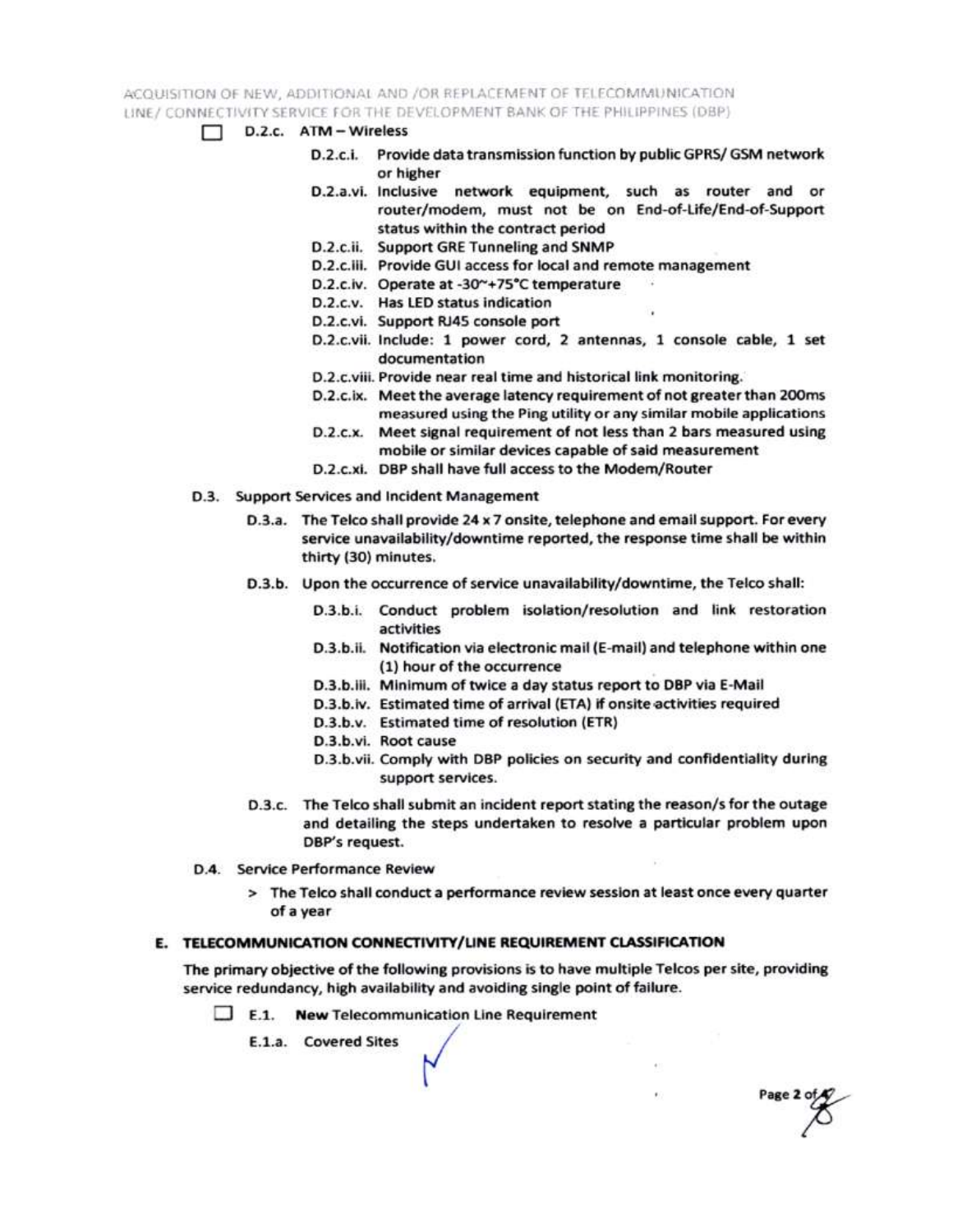- [ ] D.2.c. ATM – Wireless
    - D.2.c.i. Provide data transmission function by public GPRS/ GSM network or higher
    - D.2.a.vi. Inclusive network equipment, such as router and or router/modem, must not be on End-of-Life/End-of-Support status within the contract period
    - D.2.c.ii. Support GRE Tunneling and SNMP
    - D.2.c.iii. Provide GUI access for local and remote management
    - D.2.c.iv. Operate at -30~+75°C temperature
    - D.2.c.v. Has LED status indication
    - D.2.c.vi. Support RJ45 console port
    - D.2.c.vii. Include: 1 power cord, 2 antennas, 1 console cable, 1 set documentation
    - D.2.c.viii. Provide near real time and historical link monitoring.
    - D.2.c.ix. Meet the average latency requirement of not greater than 200ms measured using the Ping utility or any similar mobile applications
    - D.2.c.x. Meet signal requirement of not less than 2 bars measured using mobile or similar devices capable of said measurement
    - D.2.c.xi. DBP shall have full access to the Modem/Router

D.3. Support Services and Incident Management

- D.3.a. The Telco shall provide 24 x 7 onsite, telephone and email support. For every service unavailability/downtime reported, the response time shall be within thirty (30) minutes.
- D.3.b. Upon the occurrence of service unavailability/downtime, the Telco shall:
    - D.3.b.i. Conduct problem isolation/resolution and link restoration activities
    - D.3.b.ii. Notification via electronic mail (E-mail) and telephone within one (1) hour of the occurrence
    - D.3.b.iii. Minimum of twice a day status report to DBP via E-Mail
    - D.3.b.iv. Estimated time of arrival (ETA) if onsite activities required
    - D.3.b.v. Estimated time of resolution (ETR)
    - D.3.b.vi. Root cause
    - D.3.b.vii. Comply with DBP policies on security and confidentiality during support services.
- D.3.c. The Telco shall submit an incident report stating the reason/s for the outage and detailing the steps undertaken to resolve a particular problem upon DBP's request.

D.4. Service Performance Review

> The Telco shall conduct a performance review session at least once every quarter of a year

## E. TELECOMMUNICATION CONNECTIVITY/LINE REQUIREMENT CLASSIFICATION

The primary objective of the following provisions is to have multiple Telcos per site, providing service redundancy, high availability and avoiding single point of failure.

- [ ] E.1. **New** Telecommunication Line Requirement

E.1.a. Covered Sites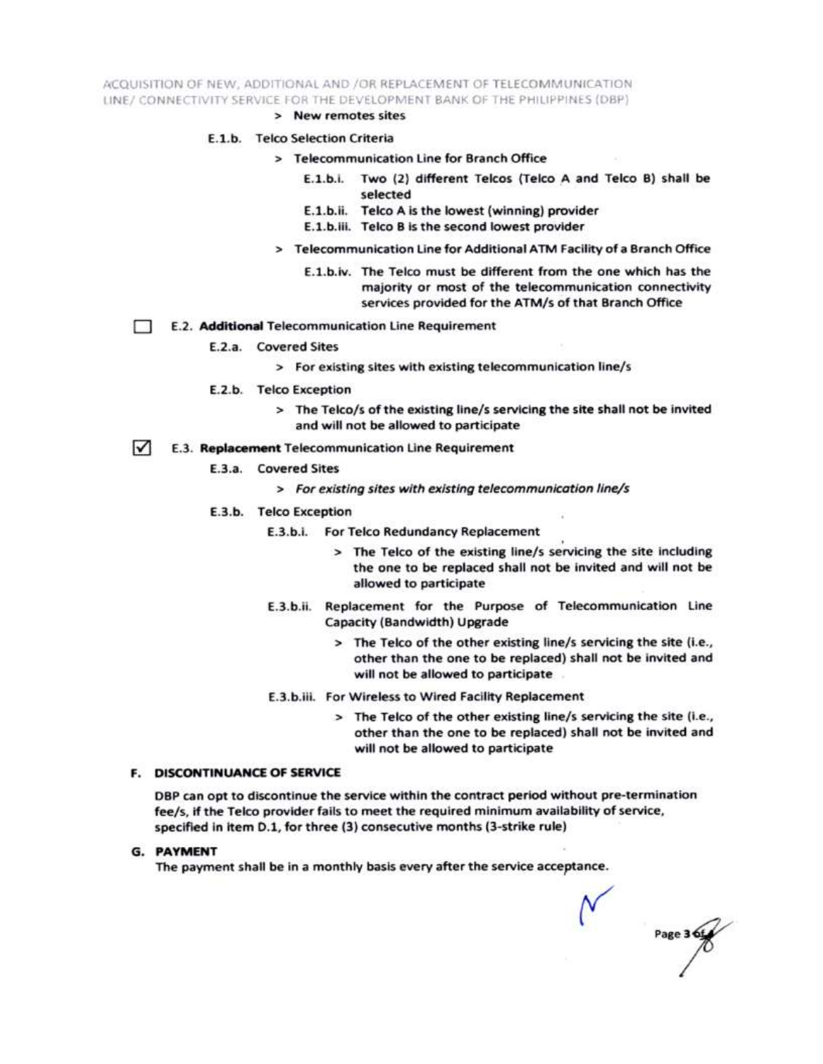> New remotes sites

E.1.b. Telco Selection Criteria

> Telecommunication Line for Branch Office

E.1.b.i. Two (2) different Telcos (Telco A and Telco B) shall be selected

E.1.b.ii. Telco A is the lowest (winning) provider

E.1.b.iii. Telco B is the second lowest provider

> Telecommunication Line for Additional ATM Facility of a Branch Office

E.1.b.iv. The Telco must be different from the one which has the majority or most of the telecommunication connectivity services provided for the ATM/s of that Branch Office

☐ E.2. **Additional** Telecommunication Line Requirement

E.2.a. Covered Sites

> For existing sites with existing telecommunication line/s

E.2.b. Telco Exception

> The Telco/s of the existing line/s servicing the site shall not be invited and will not be allowed to participate

☑ E.3. **Replacement** Telecommunication Line Requirement

E.3.a. Covered Sites

> *For existing sites with existing telecommunication line/s*

E.3.b. Telco Exception

E.3.b.i. For Telco Redundancy Replacement

> The Telco of the existing line/s servicing the site including the one to be replaced shall not be invited and will not be allowed to participate

E.3.b.ii. Replacement for the Purpose of Telecommunication Line Capacity (Bandwidth) Upgrade

> The Telco of the other existing line/s servicing the site (i.e., other than the one to be replaced) shall not be invited and will not be allowed to participate

E.3.b.iii. For Wireless to Wired Facility Replacement

> The Telco of the other existing line/s servicing the site (i.e., other than the one to be replaced) shall not be invited and will not be allowed to participate

## F. DISCONTINUANCE OF SERVICE

DBP can opt to discontinue the service within the contract period without pre-termination fee/s, if the Telco provider fails to meet the required minimum availability of service, specified in item D.1, for three (3) consecutive months (3-strike rule)

## G. PAYMENT

The payment shall be in a monthly basis every after the service acceptance.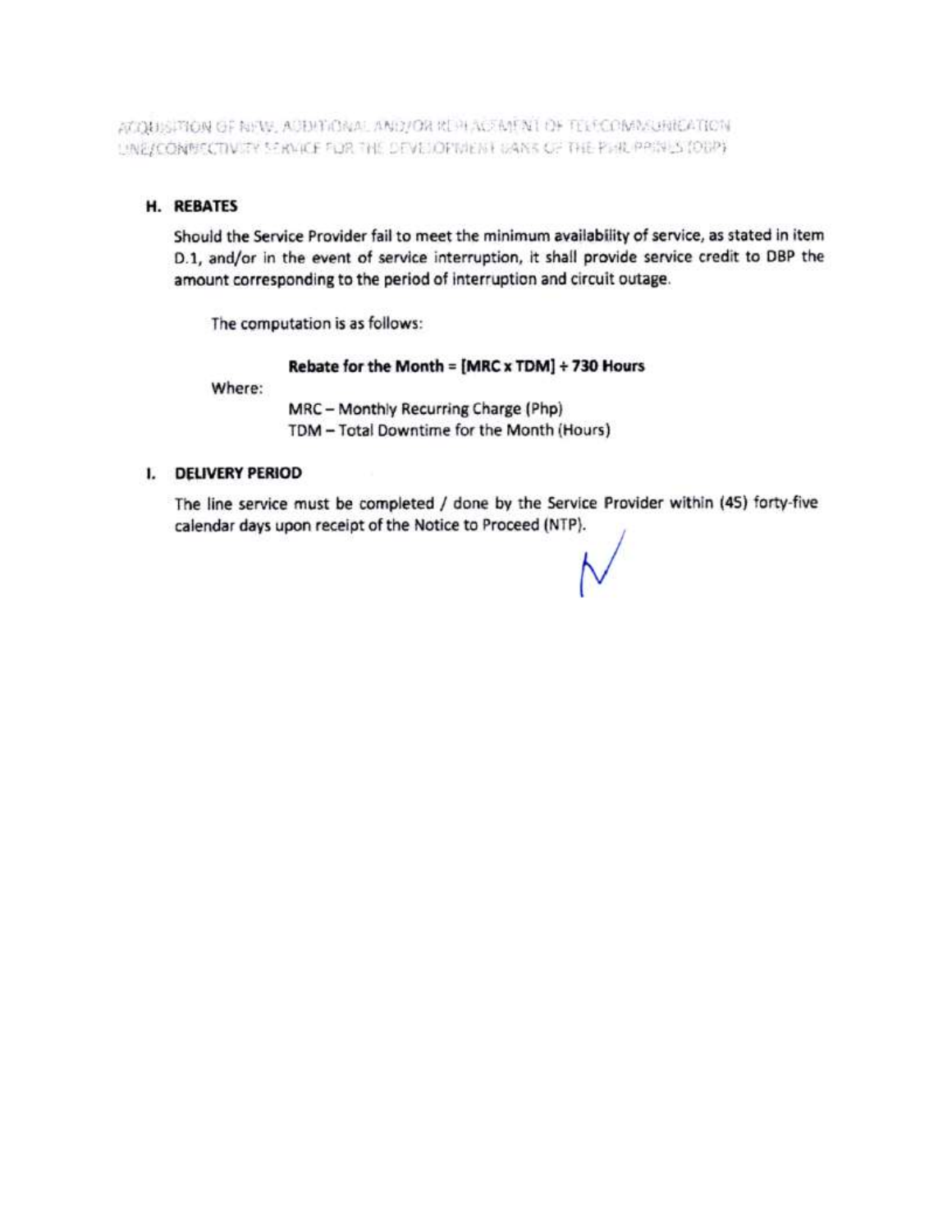## H. REBATES

Should the Service Provider fail to meet the minimum availability of service, as stated in item D.1, and/or in the event of service interruption, it shall provide service credit to DBP the amount corresponding to the period of interruption and circuit outage.

The computation is as follows:

**Rebate for the Month = [MRC x TDM] ÷ 730 Hours**

Where:

MRC – Monthly Recurring Charge (Php)
TDM – Total Downtime for the Month (Hours)

## I. DELIVERY PERIOD

The line service must be completed / done by the Service Provider within (45) forty-five calendar days upon receipt of the Notice to Proceed (NTP).